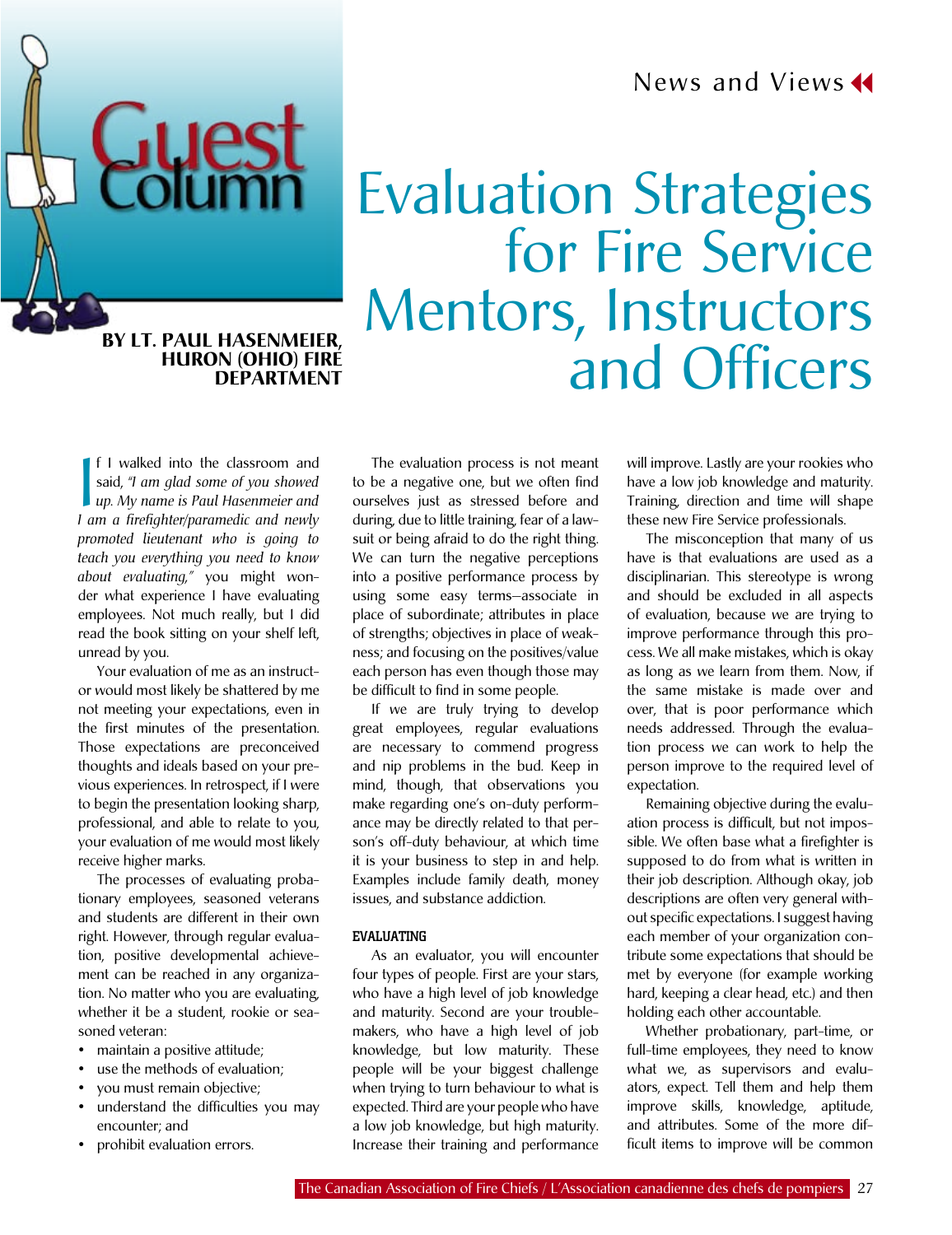Guest Column

# Evaluation Strategies for Fire Service Mentors, Instructors and Officers

**BY LT. PAUL HASENMEIER, HURON (OHIO) FIRE DEPARTMENT**

If I walked into the classroom and said, *"I am glad some of you showed up. My name is Paul Hasenmeier and I am a firefighter/paramedic and newly promoted lieutenant who is going to teach you everything you need to know about evaluating,"* you might wonder what experience I have evaluating employees. Not much really, but I did read the book sitting on your shelf left, unread by you.

Your evaluation of me as an instructor would most likely be shattered by me not meeting your expectations, even in the first minutes of the presentation. Those expectations are preconceived thoughts and ideals based on your previous experiences. In retrospect, if I were to begin the presentation looking sharp, professional, and able to relate to you, your evaluation of me would most likely receive higher marks.

The processes of evaluating probationary employees, seasoned veterans and students are different in their own right. However, through regular evaluation, positive developmental achievement can be reached in any organization. No matter who you are evaluating, whether it be a student, rookie or seasoned veteran:

- maintain a positive attitude;
- use the methods of evaluation;
- you must remain objective;
- understand the difficulties you may encounter; and
- prohibit evaluation errors.

The evaluation process is not meant to be a negative one, but we often find ourselves just as stressed before and during, due to little training, fear of a lawsuit or being afraid to do the right thing. We can turn the negative perceptions into a positive performance process by using some easy terms—associate in place of subordinate; attributes in place of strengths; objectives in place of weakness; and focusing on the positives/value each person has even though those may be difficult to find in some people.

If we are truly trying to develop great employees, regular evaluations are necessary to commend progress and nip problems in the bud. Keep in mind, though, that observations you make regarding one's on-duty performance may be directly related to that person's off-duty behaviour, at which time it is your business to step in and help. Examples include family death, money issues, and substance addiction.

## EVALUATING

As an evaluator, you will encounter four types of people. First are your stars, who have a high level of job knowledge and maturity. Second are your troublemakers, who have a high level of job knowledge, but low maturity. These people will be your biggest challenge when trying to turn behaviour to what is expected. Third are your people who have a low job knowledge, but high maturity. Increase their training and performance will improve. Lastly are your rookies who have a low job knowledge and maturity. Training, direction and time will shape these new Fire Service professionals.

The misconception that many of us have is that evaluations are used as a disciplinarian. This stereotype is wrong and should be excluded in all aspects of evaluation, because we are trying to improve performance through this process. We all make mistakes, which is okay as long as we learn from them. Now, if the same mistake is made over and over, that is poor performance which needs addressed. Through the evaluation process we can work to help the person improve to the required level of expectation.

Remaining objective during the evaluation process is difficult, but not impossible. We often base what a firefighter is supposed to do from what is written in their job description. Although okay, job descriptions are often very general without specific expectations. I suggest having each member of your organization contribute some expectations that should be met by everyone (for example working hard, keeping a clear head, etc.) and then holding each other accountable.

Whether probationary, part-time, or full-time employees, they need to know what we, as supervisors and evaluators, expect. Tell them and help them improve skills, knowledge, aptitude, and attributes. Some of the more difficult items to improve will be common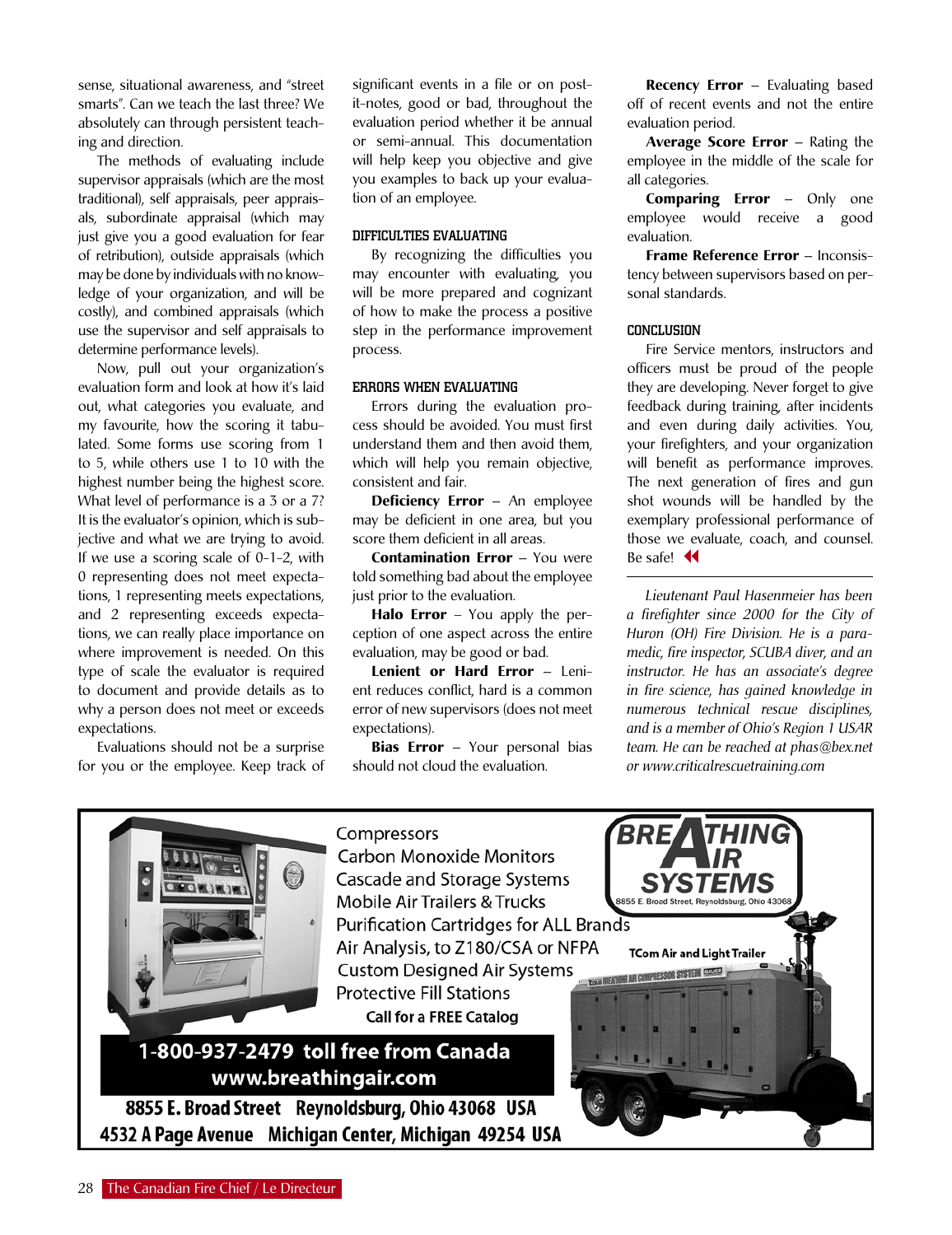sense, situational awareness, and "street smarts". Can we teach the last three? We absolutely can through persistent teaching and direction.

The methods of evaluating include supervisor appraisals (which are the most traditional), self appraisals, peer appraisals, subordinate appraisal (which may just give you a good evaluation for fear of retribution), outside appraisals (which may be done by individuals with no knowledge of your organization, and will be costly), and combined appraisals (which use the supervisor and self appraisals to determine performance levels).

Now, pull out your organization's evaluation form and look at how it's laid out, what categories you evaluate, and my favourite, how the scoring it tabulated. Some forms use scoring from 1 to 5, while others use 1 to 10 with the highest number being the highest score. What level of performance is a 3 or a 7? It is the evaluator's opinion, which is subjective and what we are trying to avoid. If we use a scoring scale of 0-1-2, with 0 representing does not meet expectations, 1 representing meets expectations, and 2 representing exceeds expectations, we can really place importance on where improvement is needed. On this type of scale the evaluator is required to document and provide details as to why a person does not meet or exceeds expectations.

Evaluations should not be a surprise for you or the employee. Keep track of significant events in a file or on post-it-notes, good or bad, throughout the evaluation period whether it be annual or semi-annual. This documentation will help keep you objective and give you examples to back up your evaluation of an employee.

### DIFFICULTIES EVALUATING

By recognizing the difficulties you may encounter with evaluating, you will be more prepared and cognizant of how to make the process a positive step in the performance improvement process.

### ERRORS WHEN EVALUATING

Errors during the evaluation process should be avoided. You must first understand them and then avoid them, which will help you remain objective, consistent and fair.

**Deficiency Error** – An employee may be deficient in one area, but you score them deficient in all areas.

**Contamination Error** – You were told something bad about the employee just prior to the evaluation.

**Halo Error** – You apply the perception of one aspect across the entire evaluation, may be good or bad.

**Lenient or Hard Error** – Lenient reduces conflict, hard is a common error of new supervisors (does not meet expectations).

**Bias Error** – Your personal bias should not cloud the evaluation.

**Recency Error** – Evaluating based off of recent events and not the entire evaluation period.

**Average Score Error** – Rating the employee in the middle of the scale for all categories.

**Comparing Error** – Only one employee would receive a good evaluation.

**Frame Reference Error** – Inconsistency between supervisors based on personal standards.

### CONCLUSION

Fire Service mentors, instructors and officers must be proud of the people they are developing. Never forget to give feedback during training, after incidents and even during daily activities. You, your firefighters, and your organization will benefit as performance improves. The next generation of fires and gun shot wounds will be handled by the exemplary professional performance of those we evaluate, coach, and counsel. Be safe!

---

*Lieutenant Paul Hasenmeier has been a firefighter since 2000 for the City of Huron (OH) Fire Division. He is a paramedic, fire inspector, SCUBA diver, and an instructor. He has an associate's degree in fire science, has gained knowledge in numerous technical rescue disciplines, and is a member of Ohio's Region 1 USAR team. He can be reached at phas@bex.net or www.criticalrescuetraining.com*

---

**BREATHING AIR SYSTEMS**
8855 E. Broad Street, Reynoldsburg, Ohio 43068

Compressors
Carbon Monoxide Monitors
Cascade and Storage Systems
Mobile Air Trailers & Trucks
Purification Cartridges for ALL Brands
Air Analysis, to Z180/CSA or NFPA
Custom Designed Air Systems
Protective Fill Stations

**Call for a FREE Catalog**

TCom Air and Light Trailer

**1-800-937-2479 toll free from Canada**
**www.breathingair.com**

**8855 E. Broad Street Reynoldsburg, Ohio 43068 USA**
**4532 A Page Avenue Michigan Center, Michigan 49254 USA**